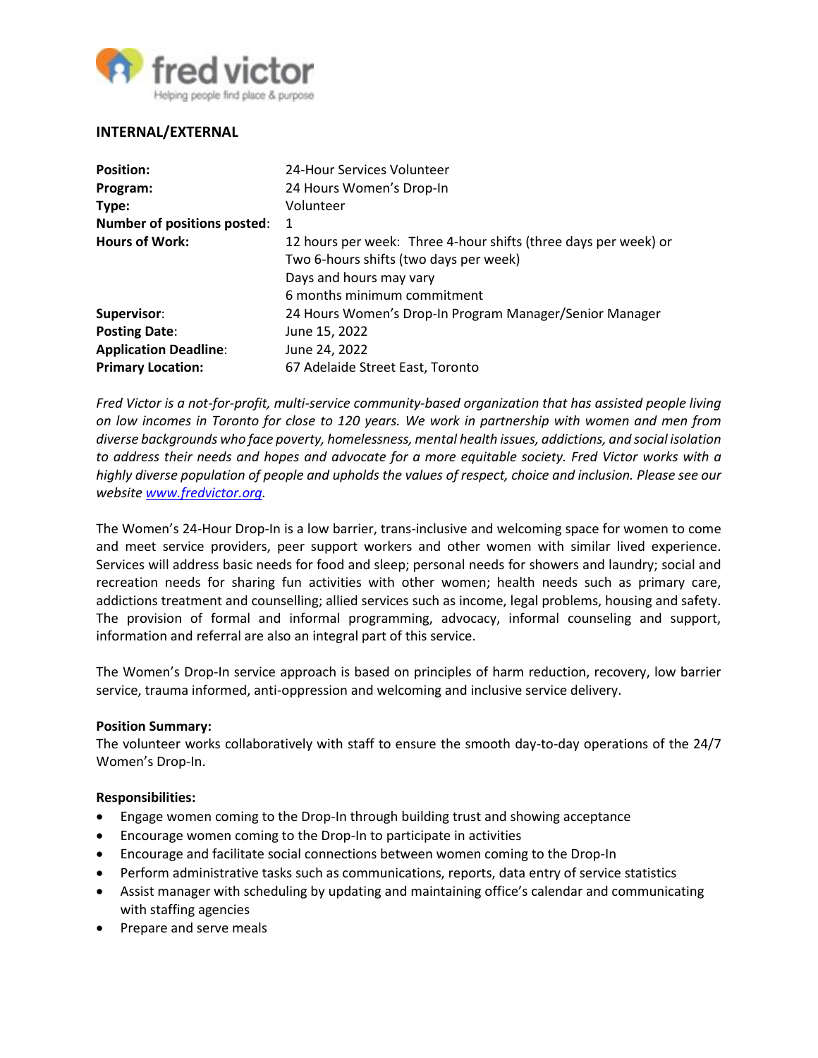fred victor

Helping people find place & purpose

**INTERNAL/EXTERNAL**

| | |
|---|---|
| **Position:** | 24-Hour Services Volunteer |
| **Program:** | 24 Hours Women's Drop-In |
| **Type:** | Volunteer |
| **Number of positions posted:** | 1 |
| **Hours of Work:** | 12 hours per week: Three 4-hour shifts (three days per week) or Two 6-hours shifts (two days per week) Days and hours may vary 6 months minimum commitment |
| **Supervisor:** | 24 Hours Women's Drop-In Program Manager/Senior Manager |
| **Posting Date:** | June 15, 2022 |
| **Application Deadline:** | June 24, 2022 |
| **Primary Location:** | 67 Adelaide Street East, Toronto |

*Fred Victor is a not-for-profit, multi-service community-based organization that has assisted people living on low incomes in Toronto for close to 120 years. We work in partnership with women and men from diverse backgrounds who face poverty, homelessness, mental health issues, addictions, and social isolation to address their needs and hopes and advocate for a more equitable society. Fred Victor works with a highly diverse population of people and upholds the values of respect, choice and inclusion. Please see our website [www.fredvictor.org](http://www.fredvictor.org).*

The Women's 24-Hour Drop-In is a low barrier, trans-inclusive and welcoming space for women to come and meet service providers, peer support workers and other women with similar lived experience. Services will address basic needs for food and sleep; personal needs for showers and laundry; social and recreation needs for sharing fun activities with other women; health needs such as primary care, addictions treatment and counselling; allied services such as income, legal problems, housing and safety. The provision of formal and informal programming, advocacy, informal counseling and support, information and referral are also an integral part of this service.

The Women's Drop-In service approach is based on principles of harm reduction, recovery, low barrier service, trauma informed, anti-oppression and welcoming and inclusive service delivery.

**Position Summary:**
The volunteer works collaboratively with staff to ensure the smooth day-to-day operations of the 24/7 Women's Drop-In.

**Responsibilities:**

- Engage women coming to the Drop-In through building trust and showing acceptance
- Encourage women coming to the Drop-In to participate in activities
- Encourage and facilitate social connections between women coming to the Drop-In
- Perform administrative tasks such as communications, reports, data entry of service statistics
- Assist manager with scheduling by updating and maintaining office's calendar and communicating with staffing agencies
- Prepare and serve meals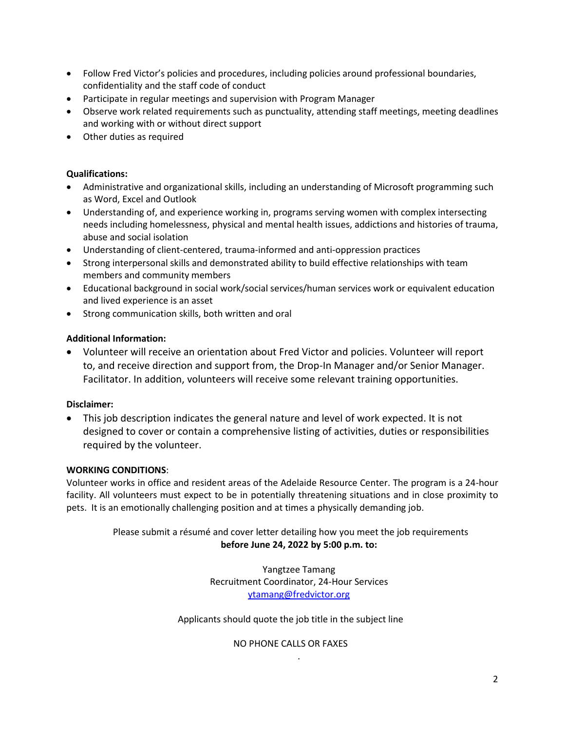- Follow Fred Victor's policies and procedures, including policies around professional boundaries, confidentiality and the staff code of conduct
- Participate in regular meetings and supervision with Program Manager
- Observe work related requirements such as punctuality, attending staff meetings, meeting deadlines and working with or without direct support
- Other duties as required

**Qualifications:**

- Administrative and organizational skills, including an understanding of Microsoft programming such as Word, Excel and Outlook
- Understanding of, and experience working in, programs serving women with complex intersecting needs including homelessness, physical and mental health issues, addictions and histories of trauma, abuse and social isolation
- Understanding of client-centered, trauma-informed and anti-oppression practices
- Strong interpersonal skills and demonstrated ability to build effective relationships with team members and community members
- Educational background in social work/social services/human services work or equivalent education and lived experience is an asset
- Strong communication skills, both written and oral

**Additional Information:**

- Volunteer will receive an orientation about Fred Victor and policies. Volunteer will report to, and receive direction and support from, the Drop-In Manager and/or Senior Manager. Facilitator. In addition, volunteers will receive some relevant training opportunities.

**Disclaimer:**

- This job description indicates the general nature and level of work expected. It is not designed to cover or contain a comprehensive listing of activities, duties or responsibilities required by the volunteer.

**WORKING CONDITIONS**:

Volunteer works in office and resident areas of the Adelaide Resource Center. The program is a 24-hour facility. All volunteers must expect to be in potentially threatening situations and in close proximity to pets. It is an emotionally challenging position and at times a physically demanding job.

Please submit a résumé and cover letter detailing how you meet the job requirements **before June 24, 2022 by 5:00 p.m. to:**

Yangtzee Tamang
Recruitment Coordinator, 24-Hour Services
ytamang@fredvictor.org

Applicants should quote the job title in the subject line

NO PHONE CALLS OR FAXES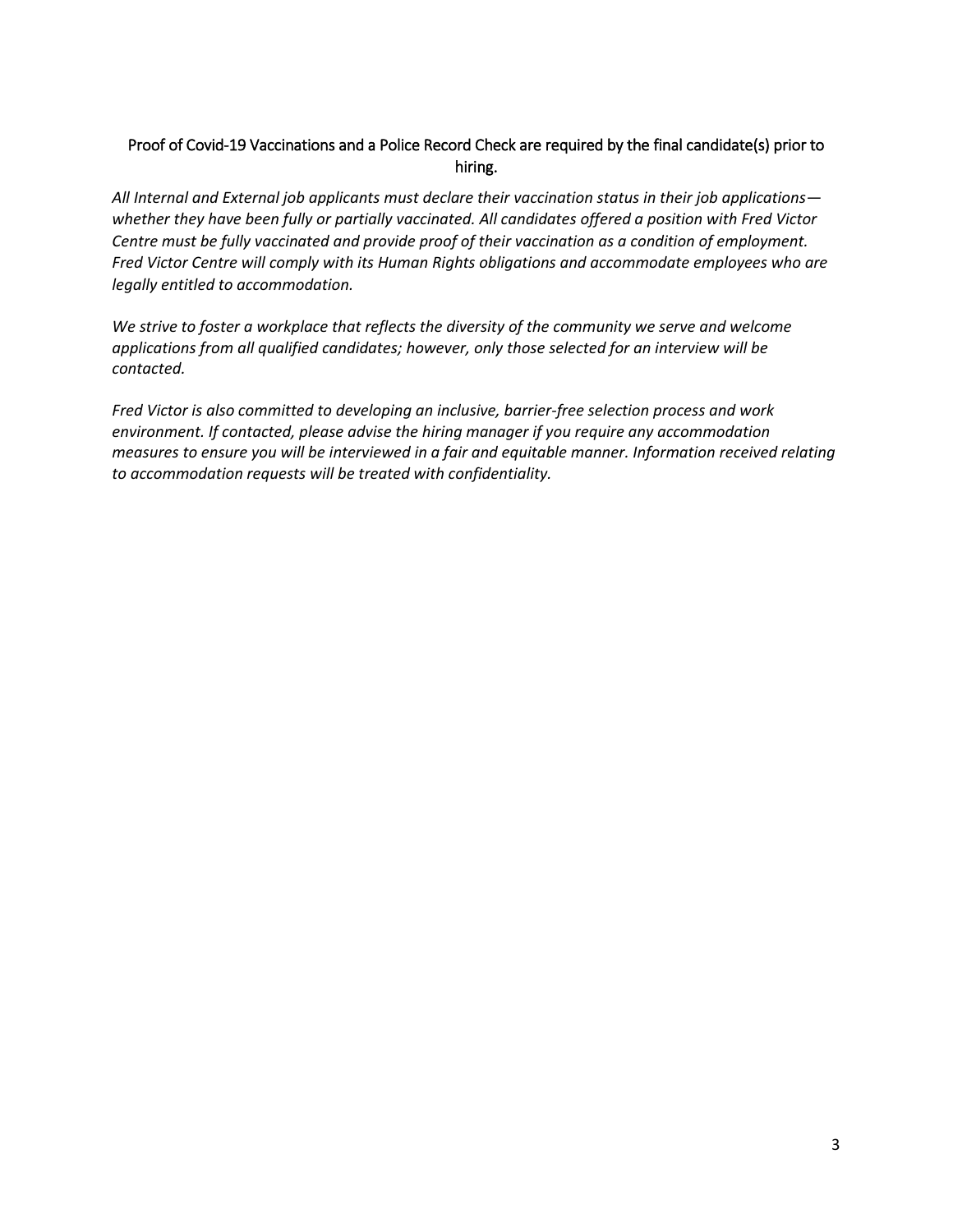Proof of Covid-19 Vaccinations and a Police Record Check are required by the final candidate(s) prior to hiring.

*All Internal and External job applicants must declare their vaccination status in their job applications—whether they have been fully or partially vaccinated. All candidates offered a position with Fred Victor Centre must be fully vaccinated and provide proof of their vaccination as a condition of employment. Fred Victor Centre will comply with its Human Rights obligations and accommodate employees who are legally entitled to accommodation.*

*We strive to foster a workplace that reflects the diversity of the community we serve and welcome applications from all qualified candidates; however, only those selected for an interview will be contacted.*

*Fred Victor is also committed to developing an inclusive, barrier-free selection process and work environment. If contacted, please advise the hiring manager if you require any accommodation measures to ensure you will be interviewed in a fair and equitable manner. Information received relating to accommodation requests will be treated with confidentiality.*